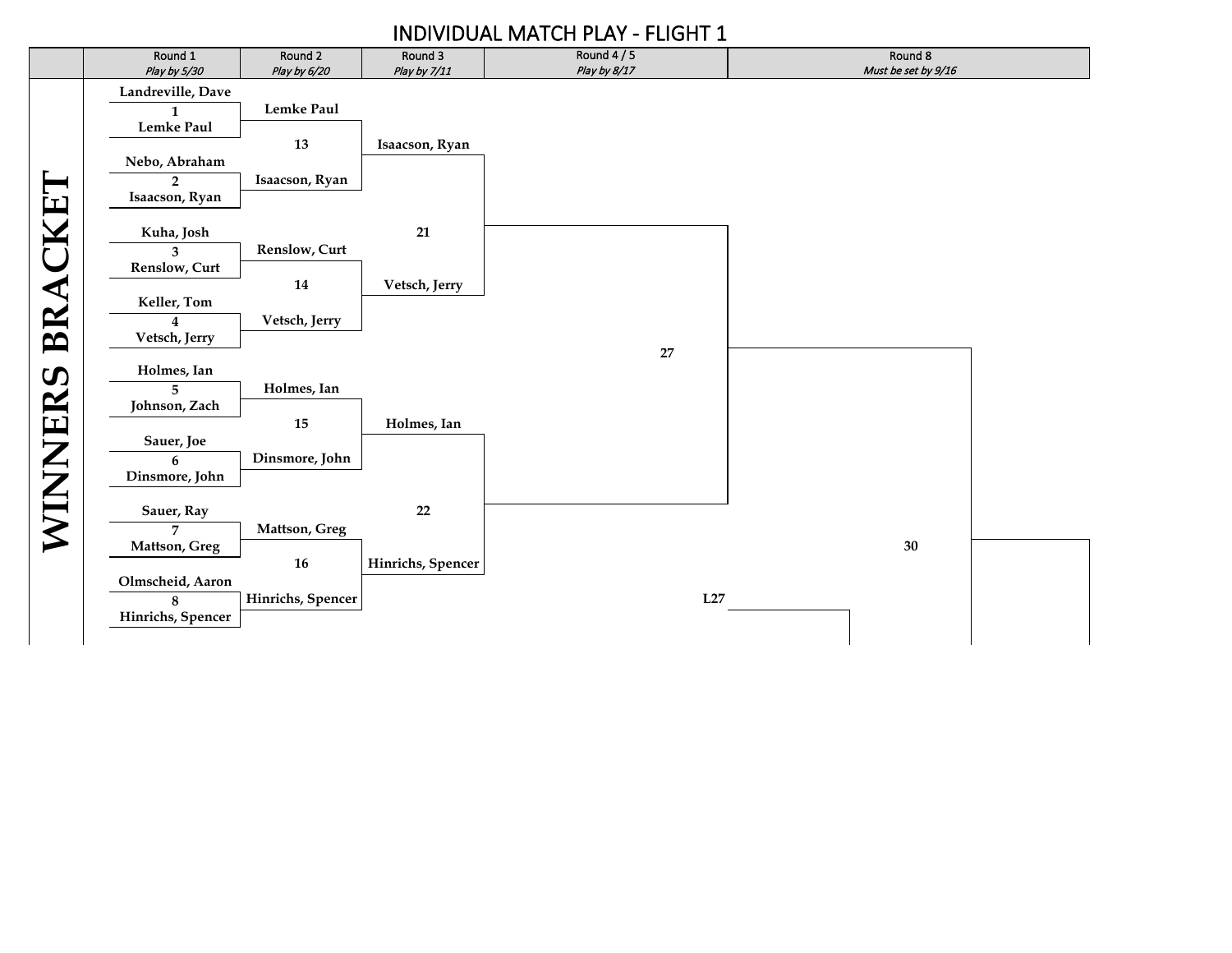# INDIVIDUAL MATCH PLAY - FLIGHT 1

## WINNERS BRACKET

| Round 1<br>*Play by 5/30* | Round 2<br>*Play by 6/20* | Round 3<br>*Play by 7/11* | Round 4 / 5<br>*Play by 8/17* | Round 8<br>*Must be set by 9/16* |
|---|---|---|---|---|
| **Match 1:** Landreville, Dave vs. Lemke Paul | **Match 13:** Lemke Paul vs. Isaacson, Ryan | **Match 21:** Isaacson, Ryan vs. Vetsch, Jerry | **Match 27** | **Match 30** |
| **Match 2:** Nebo, Abraham vs. Isaacson, Ryan | **Match 14:** Renslow, Curt vs. Vetsch, Jerry | **Match 22:** Holmes, Ian vs. Hinrichs, Spencer | L27 | |
| **Match 3:** Kuha, Josh vs. Renslow, Curt | **Match 15:** Holmes, Ian vs. Dinsmore, John | | | |
| **Match 4:** Keller, Tom vs. Vetsch, Jerry | **Match 16:** Mattson, Greg vs. Hinrichs, Spencer | | | |
| **Match 5:** Holmes, Ian vs. Johnson, Zach | | | | |
| **Match 6:** Sauer, Joe vs. Dinsmore, John | | | | |
| **Match 7:** Sauer, Ray vs. Mattson, Greg | | | | |
| **Match 8:** Olmscheid, Aaron vs. Hinrichs, Spencer | | | | |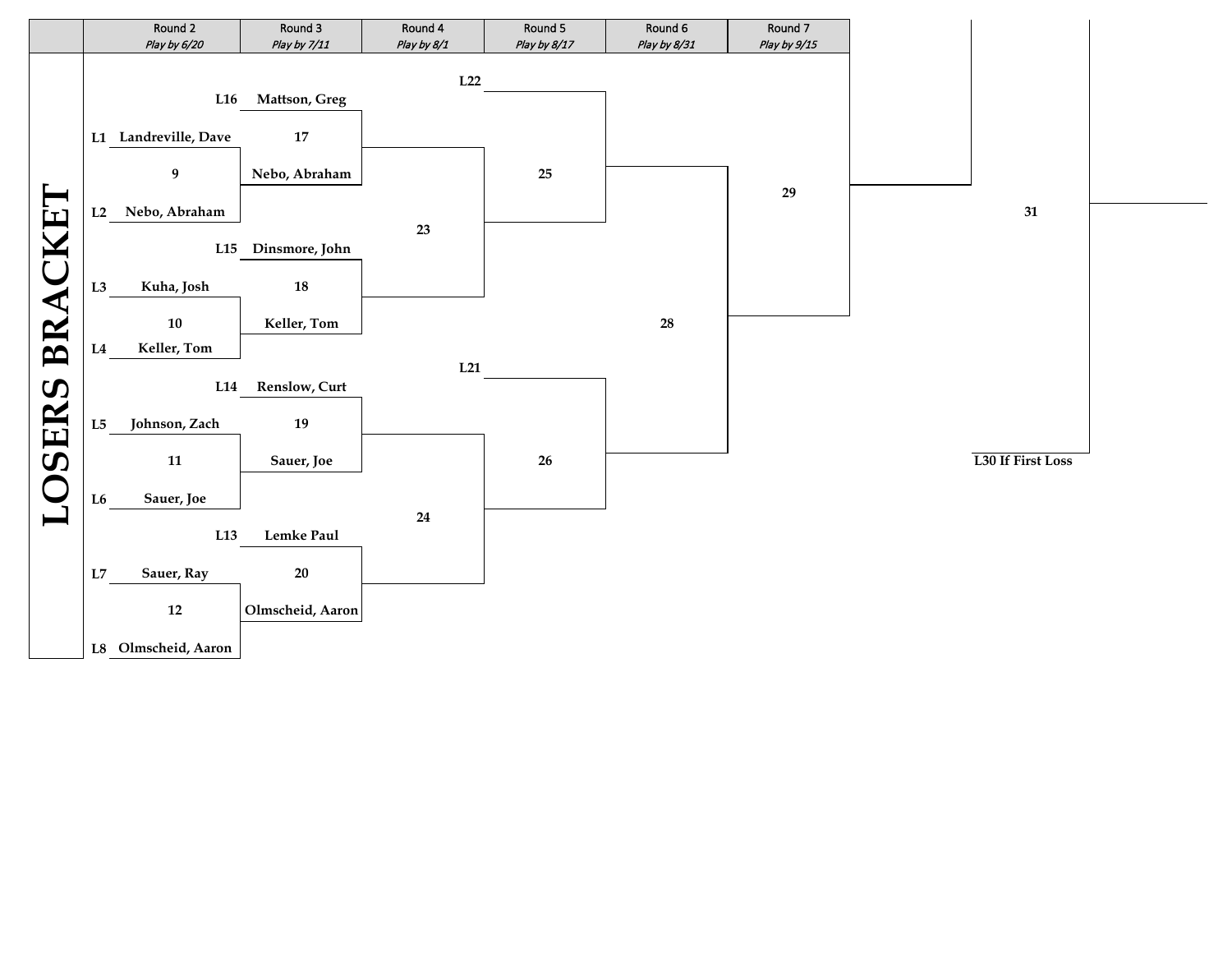# LOSERS BRACKET

Round 2 *Play by 6/20*

Round 3 *Play by 7/11*

Round 4 *Play by 8/1*

Round 5 *Play by 8/17*

Round 6 *Play by 8/31*

Round 7 *Play by 9/15*

L22

L16 Mattson, Greg

L1 Landreville, Dave

17

9

Nebo, Abraham

25

L2 Nebo, Abraham

29

31

23

L15 Dinsmore, John

L3 Kuha, Josh

18

10

Keller, Tom

28

L4 Keller, Tom

L21

L14 Renslow, Curt

L5 Johnson, Zach

19

11

Sauer, Joe

26

L30 If First Loss

L6 Sauer, Joe

24

L13 Lemke Paul

L7 Sauer, Ray

20

12

Olmscheid, Aaron

L8 Olmscheid, Aaron